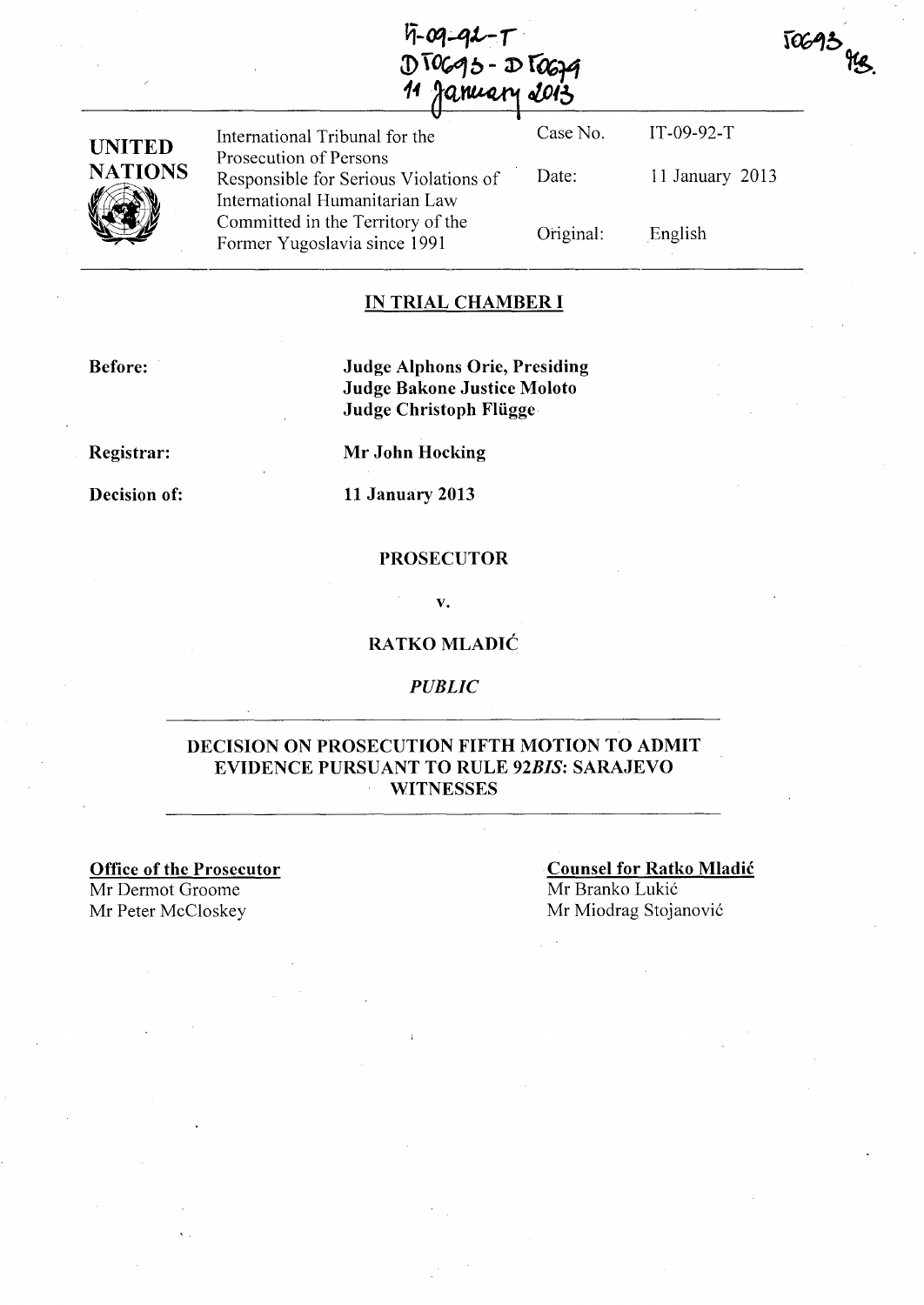IT-09-92-T
D10695 - D10679
11 January 2013

10695
MB.

| UNITED NATIONS | International Tribunal for the Prosecution of Persons Responsible for Serious Violations of International Humanitarian Law Committed in the Territory of the Former Yugoslavia since 1991 | Case No. | IT-09-92-T |
|---|---|---|---|
| | | Date: | 11 January 2013 |
| | | Original: | English |

## IN TRIAL CHAMBER I

**Before:** **Judge Alphons Orie, Presiding**
**Judge Bakone Justice Moloto**
**Judge Christoph Flügge**

**Registrar:** **Mr John Hocking**

**Decision of:** **11 January 2013**

**PROSECUTOR**

**v.**

**RATKO MLADIĆ**

*PUBLIC*

## DECISION ON PROSECUTION FIFTH MOTION TO ADMIT EVIDENCE PURSUANT TO RULE 92*BIS*: SARAJEVO WITNESSES

**Office of the Prosecutor**
Mr Dermot Groome
Mr Peter McCloskey

**Counsel for Ratko Mladić**
Mr Branko Lukić
Mr Miodrag Stojanović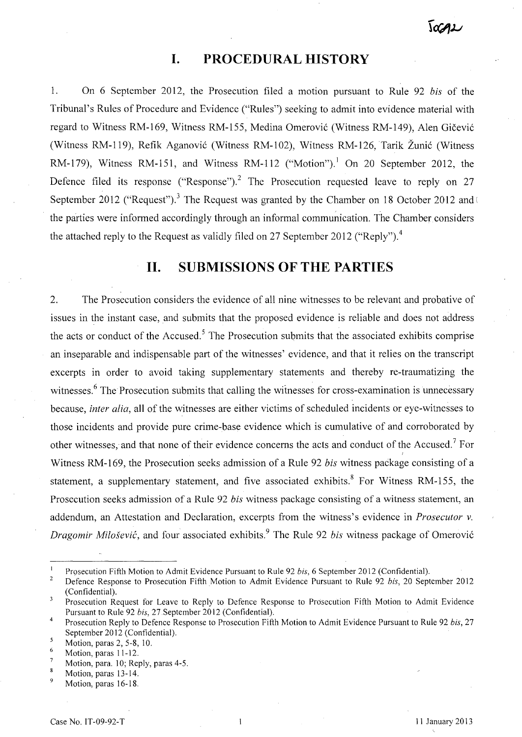## I. PROCEDURAL HISTORY

1. On 6 September 2012, the Prosecution filed a motion pursuant to Rule 92 *bis* of the Tribunal's Rules of Procedure and Evidence ("Rules") seeking to admit into evidence material with regard to Witness RM-169, Witness RM-155, Medina Omerović (Witness RM-149), Alen Gičević (Witness RM-119), Refik Aganović (Witness RM-102), Witness RM-126, Tarik Žunić (Witness RM-179), Witness RM-151, and Witness RM-112 ("Motion").[1] On 20 September 2012, the Defence filed its response ("Response").[2] The Prosecution requested leave to reply on 27 September 2012 ("Request").[3] The Request was granted by the Chamber on 18 October 2012 and the parties were informed accordingly through an informal communication. The Chamber considers the attached reply to the Request as validly filed on 27 September 2012 ("Reply").[4]

## II. SUBMISSIONS OF THE PARTIES

2. The Prosecution considers the evidence of all nine witnesses to be relevant and probative of issues in the instant case, and submits that the proposed evidence is reliable and does not address the acts or conduct of the Accused.[5] The Prosecution submits that the associated exhibits comprise an inseparable and indispensable part of the witnesses' evidence, and that it relies on the transcript excerpts in order to avoid taking supplementary statements and thereby re-traumatizing the witnesses.[6] The Prosecution submits that calling the witnesses for cross-examination is unnecessary because, *inter alia*, all of the witnesses are either victims of scheduled incidents or eye-witnesses to those incidents and provide pure crime-base evidence which is cumulative of and corroborated by other witnesses, and that none of their evidence concerns the acts and conduct of the Accused.[7] For Witness RM-169, the Prosecution seeks admission of a Rule 92 *bis* witness package consisting of a statement, a supplementary statement, and five associated exhibits.[8] For Witness RM-155, the Prosecution seeks admission of a Rule 92 *bis* witness package consisting of a witness statement, an addendum, an Attestation and Declaration, excerpts from the witness's evidence in *Prosecutor v. Dragomir Milošević*, and four associated exhibits.[9] The Rule 92 *bis* witness package of Omerović

---

1. Prosecution Fifth Motion to Admit Evidence Pursuant to Rule 92 *bis*, 6 September 2012 (Confidential).
2. Defence Response to Prosecution Fifth Motion to Admit Evidence Pursuant to Rule 92 *bis*, 20 September 2012 (Confidential).
3. Prosecution Request for Leave to Reply to Defence Response to Prosecution Fifth Motion to Admit Evidence Pursuant to Rule 92 *bis*, 27 September 2012 (Confidential).
4. Prosecution Reply to Defence Response to Prosecution Fifth Motion to Admit Evidence Pursuant to Rule 92 *bis*, 27 September 2012 (Confidential).
5. Motion, paras 2, 5-8, 10.
6. Motion, paras 11-12.
7. Motion, para. 10; Reply, paras 4-5.
8. Motion, paras 13-14.
9. Motion, paras 16-18.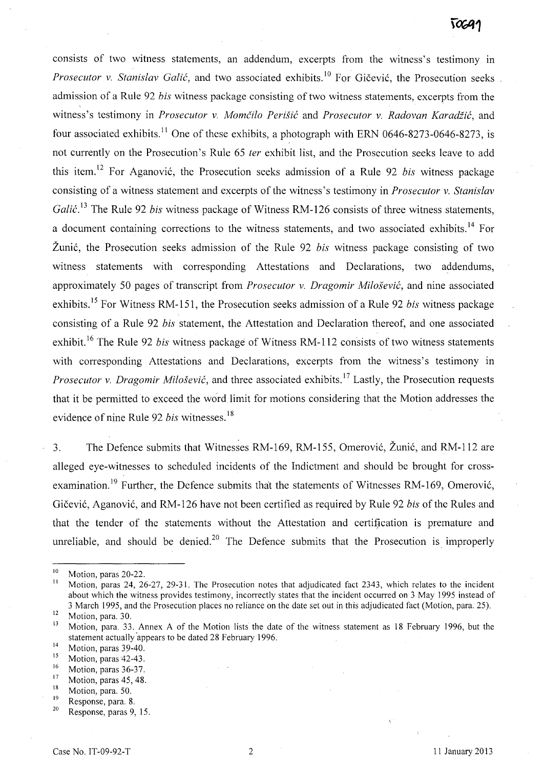consists of two witness statements, an addendum, excerpts from the witness's testimony in *Prosecutor v. Stanislav Galić*, and two associated exhibits.[10] For Gičević, the Prosecution seeks admission of a Rule 92 *bis* witness package consisting of two witness statements, excerpts from the witness's testimony in *Prosecutor v. Momčilo Perišić* and *Prosecutor v. Radovan Karadžić*, and four associated exhibits.[11] One of these exhibits, a photograph with ERN 0646-8273-0646-8273, is not currently on the Prosecution's Rule 65 *ter* exhibit list, and the Prosecution seeks leave to add this item.[12] For Aganović, the Prosecution seeks admission of a Rule 92 *bis* witness package consisting of a witness statement and excerpts of the witness's testimony in *Prosecutor v. Stanislav Galić*.[13] The Rule 92 *bis* witness package of Witness RM-126 consists of three witness statements, a document containing corrections to the witness statements, and two associated exhibits.[14] For Žunić, the Prosecution seeks admission of the Rule 92 *bis* witness package consisting of two witness statements with corresponding Attestations and Declarations, two addendums, approximately 50 pages of transcript from *Prosecutor v. Dragomir Milošević*, and nine associated exhibits.[15] For Witness RM-151, the Prosecution seeks admission of a Rule 92 *bis* witness package consisting of a Rule 92 *bis* statement, the Attestation and Declaration thereof, and one associated exhibit.[16] The Rule 92 *bis* witness package of Witness RM-112 consists of two witness statements with corresponding Attestations and Declarations, excerpts from the witness's testimony in *Prosecutor v. Dragomir Milošević*, and three associated exhibits.[17] Lastly, the Prosecution requests that it be permitted to exceed the word limit for motions considering that the Motion addresses the evidence of nine Rule 92 *bis* witnesses.[18]

3. The Defence submits that Witnesses RM-169, RM-155, Omerović, Žunić, and RM-112 are alleged eye-witnesses to scheduled incidents of the Indictment and should be brought for cross-examination.[19] Further, the Defence submits that the statements of Witnesses RM-169, Omerović, Gičević, Aganović, and RM-126 have not been certified as required by Rule 92 *bis* of the Rules and that the tender of the statements without the Attestation and certification is premature and unreliable, and should be denied.[20] The Defence submits that the Prosecution is improperly

---

[10] Motion, paras 20-22.

[11] Motion, paras 24, 26-27, 29-31. The Prosecution notes that adjudicated fact 2343, which relates to the incident about which the witness provides testimony, incorrectly states that the incident occurred on 3 May 1995 instead of 3 March 1995, and the Prosecution places no reliance on the date set out in this adjudicated fact (Motion, para. 25).

[12] Motion, para. 30.

[13] Motion, para. 33. Annex A of the Motion lists the date of the witness statement as 18 February 1996, but the statement actually appears to be dated 28 February 1996.

[14] Motion, paras 39-40.

[15] Motion, paras 42-43.

[16] Motion, paras 36-37.

[17] Motion, paras 45, 48.

[18] Motion, para. 50.

[19] Response, para. 8.

[20] Response, paras 9, 15.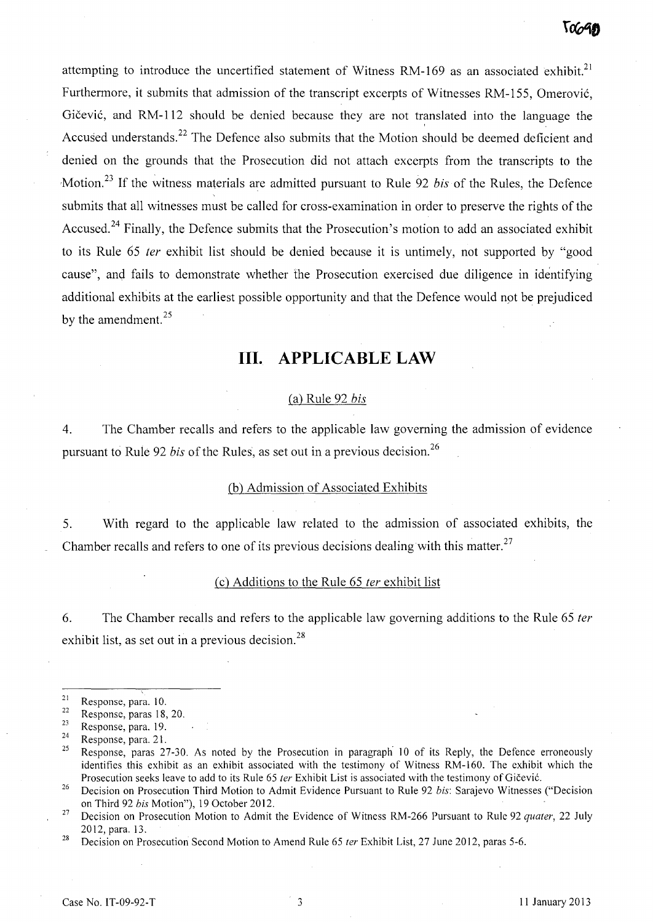attempting to introduce the uncertified statement of Witness RM-169 as an associated exhibit.[21] Furthermore, it submits that admission of the transcript excerpts of Witnesses RM-155, Omerović, Gičević, and RM-112 should be denied because they are not translated into the language the Accused understands.[22] The Defence also submits that the Motion should be deemed deficient and denied on the grounds that the Prosecution did not attach excerpts from the transcripts to the Motion.[23] If the witness materials are admitted pursuant to Rule 92 *bis* of the Rules, the Defence submits that all witnesses must be called for cross-examination in order to preserve the rights of the Accused.[24] Finally, the Defence submits that the Prosecution's motion to add an associated exhibit to its Rule 65 *ter* exhibit list should be denied because it is untimely, not supported by "good cause", and fails to demonstrate whether the Prosecution exercised due diligence in identifying additional exhibits at the earliest possible opportunity and that the Defence would not be prejudiced by the amendment.[25]

# III. APPLICABLE LAW

## (a) Rule 92 *bis*

4. The Chamber recalls and refers to the applicable law governing the admission of evidence pursuant to Rule 92 *bis* of the Rules, as set out in a previous decision.[26]

## (b) Admission of Associated Exhibits

5. With regard to the applicable law related to the admission of associated exhibits, the Chamber recalls and refers to one of its previous decisions dealing with this matter.[27]

## (c) Additions to the Rule 65 *ter* exhibit list

6. The Chamber recalls and refers to the applicable law governing additions to the Rule 65 *ter* exhibit list, as set out in a previous decision.[28]

---

[21] Response, para. 10.

[22] Response, paras 18, 20.

[23] Response, para. 19.

[24] Response, para. 21.

[25] Response, paras 27-30. As noted by the Prosecution in paragraph 10 of its Reply, the Defence erroneously identifies this exhibit as an exhibit associated with the testimony of Witness RM-160. The exhibit which the Prosecution seeks leave to add to its Rule 65 *ter* Exhibit List is associated with the testimony of Gičević.

[26] Decision on Prosecution Third Motion to Admit Evidence Pursuant to Rule 92 *bis*: Sarajevo Witnesses ("Decision on Third 92 *bis* Motion"), 19 October 2012.

[27] Decision on Prosecution Motion to Admit the Evidence of Witness RM-266 Pursuant to Rule 92 *quater*, 22 July 2012, para. 13.

[28] Decision on Prosecution Second Motion to Amend Rule 65 *ter* Exhibit List, 27 June 2012, paras 5-6.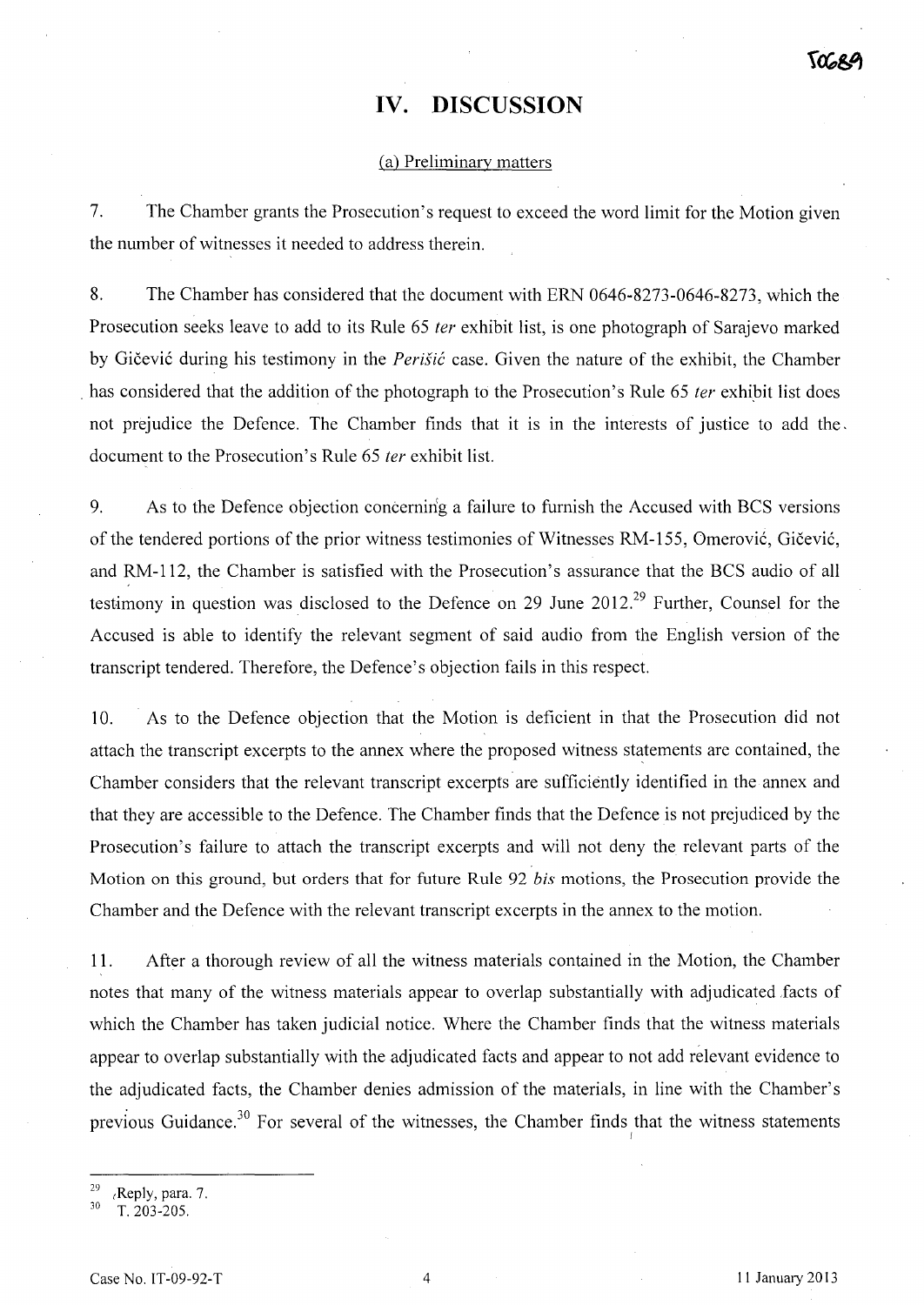# IV. DISCUSSION

## (a) Preliminary matters

7. The Chamber grants the Prosecution's request to exceed the word limit for the Motion given the number of witnesses it needed to address therein.

8. The Chamber has considered that the document with ERN 0646-8273-0646-8273, which the Prosecution seeks leave to add to its Rule 65 *ter* exhibit list, is one photograph of Sarajevo marked by Gičević during his testimony in the *Perišić* case. Given the nature of the exhibit, the Chamber has considered that the addition of the photograph to the Prosecution's Rule 65 *ter* exhibit list does not prejudice the Defence. The Chamber finds that it is in the interests of justice to add the document to the Prosecution's Rule 65 *ter* exhibit list.

9. As to the Defence objection concerning a failure to furnish the Accused with BCS versions of the tendered portions of the prior witness testimonies of Witnesses RM-155, Omerović, Gičević, and RM-112, the Chamber is satisfied with the Prosecution's assurance that the BCS audio of all testimony in question was disclosed to the Defence on 29 June 2012.[29] Further, Counsel for the Accused is able to identify the relevant segment of said audio from the English version of the transcript tendered. Therefore, the Defence's objection fails in this respect.

10. As to the Defence objection that the Motion is deficient in that the Prosecution did not attach the transcript excerpts to the annex where the proposed witness statements are contained, the Chamber considers that the relevant transcript excerpts are sufficiently identified in the annex and that they are accessible to the Defence. The Chamber finds that the Defence is not prejudiced by the Prosecution's failure to attach the transcript excerpts and will not deny the relevant parts of the Motion on this ground, but orders that for future Rule 92 *bis* motions, the Prosecution provide the Chamber and the Defence with the relevant transcript excerpts in the annex to the motion.

11. After a thorough review of all the witness materials contained in the Motion, the Chamber notes that many of the witness materials appear to overlap substantially with adjudicated facts of which the Chamber has taken judicial notice. Where the Chamber finds that the witness materials appear to overlap substantially with the adjudicated facts and appear to not add relevant evidence to the adjudicated facts, the Chamber denies admission of the materials, in line with the Chamber's previous Guidance.[30] For several of the witnesses, the Chamber finds that the witness statements

---

[29] Reply, para. 7.

[30] T. 203-205.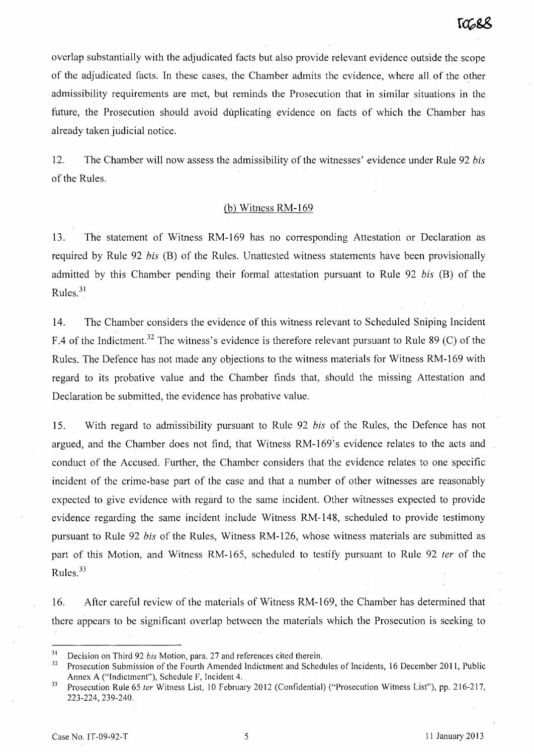overlap substantially with the adjudicated facts but also provide relevant evidence outside the scope of the adjudicated facts. In these cases, the Chamber admits the evidence, where all of the other admissibility requirements are met, but reminds the Prosecution that in similar situations in the future, the Prosecution should avoid duplicating evidence on facts of which the Chamber has already taken judicial notice.

12. The Chamber will now assess the admissibility of the witnesses' evidence under Rule 92 *bis* of the Rules.

(b) Witness RM-169

13. The statement of Witness RM-169 has no corresponding Attestation or Declaration as required by Rule 92 *bis* (B) of the Rules. Unattested witness statements have been provisionally admitted by this Chamber pending their formal attestation pursuant to Rule 92 *bis* (B) of the Rules.[31]

14. The Chamber considers the evidence of this witness relevant to Scheduled Sniping Incident F.4 of the Indictment.[32] The witness's evidence is therefore relevant pursuant to Rule 89 (C) of the Rules. The Defence has not made any objections to the witness materials for Witness RM-169 with regard to its probative value and the Chamber finds that, should the missing Attestation and Declaration be submitted, the evidence has probative value.

15. With regard to admissibility pursuant to Rule 92 *bis* of the Rules, the Defence has not argued, and the Chamber does not find, that Witness RM-169's evidence relates to the acts and conduct of the Accused. Further, the Chamber considers that the evidence relates to one specific incident of the crime-base part of the case and that a number of other witnesses are reasonably expected to give evidence with regard to the same incident. Other witnesses expected to provide evidence regarding the same incident include Witness RM-148, scheduled to provide testimony pursuant to Rule 92 *bis* of the Rules, Witness RM-126, whose witness materials are submitted as part of this Motion, and Witness RM-165, scheduled to testify pursuant to Rule 92 *ter* of the Rules.[33]

16. After careful review of the materials of Witness RM-169, the Chamber has determined that there appears to be significant overlap between the materials which the Prosecution is seeking to

---

[31] Decision on Third 92 *bis* Motion, para. 27 and references cited therein.

[32] Prosecution Submission of the Fourth Amended Indictment and Schedules of Incidents, 16 December 2011, Public Annex A ("Indictment"), Schedule F, Incident 4.

[33] Prosecution Rule 65 *ter* Witness List, 10 February 2012 (Confidential) ("Prosecution Witness List"), pp. 216-217, 223-224, 239-240.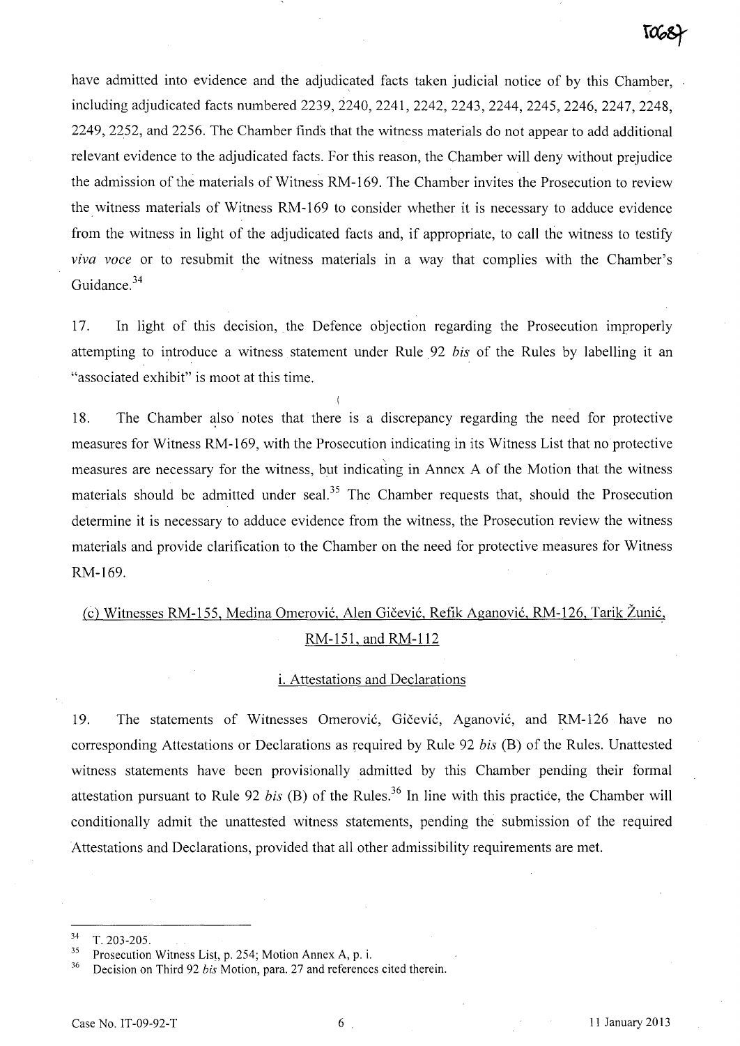have admitted into evidence and the adjudicated facts taken judicial notice of by this Chamber, including adjudicated facts numbered 2239, 2240, 2241, 2242, 2243, 2244, 2245, 2246, 2247, 2248, 2249, 2252, and 2256. The Chamber finds that the witness materials do not appear to add additional relevant evidence to the adjudicated facts. For this reason, the Chamber will deny without prejudice the admission of the materials of Witness RM-169. The Chamber invites the Prosecution to review the witness materials of Witness RM-169 to consider whether it is necessary to adduce evidence from the witness in light of the adjudicated facts and, if appropriate, to call the witness to testify *viva voce* or to resubmit the witness materials in a way that complies with the Chamber's Guidance.[34]

17. In light of this decision, the Defence objection regarding the Prosecution improperly attempting to introduce a witness statement under Rule 92 *bis* of the Rules by labelling it an "associated exhibit" is moot at this time.

18. The Chamber also notes that there is a discrepancy regarding the need for protective measures for Witness RM-169, with the Prosecution indicating in its Witness List that no protective measures are necessary for the witness, but indicating in Annex A of the Motion that the witness materials should be admitted under seal.[35] The Chamber requests that, should the Prosecution determine it is necessary to adduce evidence from the witness, the Prosecution review the witness materials and provide clarification to the Chamber on the need for protective measures for Witness RM-169.

## (c) Witnesses RM-155, Medina Omerović, Alen Gičević, Refik Aganović, RM-126, Tarik Žunić, RM-151, and RM-112

### i. Attestations and Declarations

19. The statements of Witnesses Omerović, Gičević, Aganović, and RM-126 have no corresponding Attestations or Declarations as required by Rule 92 *bis* (B) of the Rules. Unattested witness statements have been provisionally admitted by this Chamber pending their formal attestation pursuant to Rule 92 *bis* (B) of the Rules.[36] In line with this practice, the Chamber will conditionally admit the unattested witness statements, pending the submission of the required Attestations and Declarations, provided that all other admissibility requirements are met.

---

[34] T. 203-205.

[35] Prosecution Witness List, p. 254; Motion Annex A, p. i.

[36] Decision on Third 92 *bis* Motion, para. 27 and references cited therein.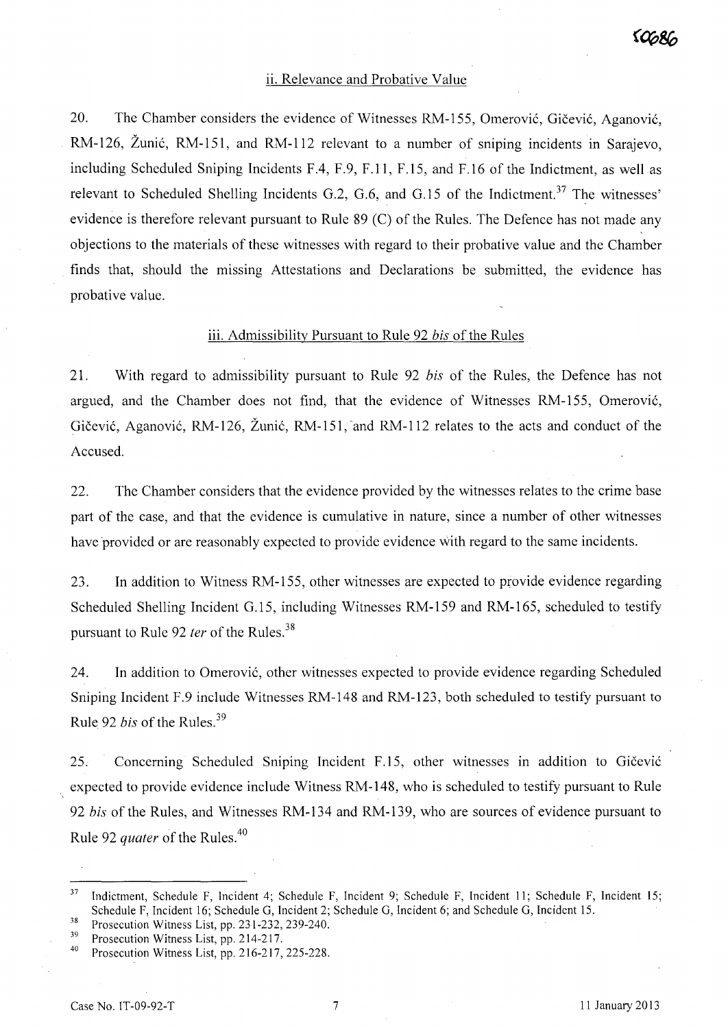### ii. Relevance and Probative Value

20. The Chamber considers the evidence of Witnesses RM-155, Omerović, Gičević, Aganović, RM-126, Žunić, RM-151, and RM-112 relevant to a number of sniping incidents in Sarajevo, including Scheduled Sniping Incidents F.4, F.9, F.11, F.15, and F.16 of the Indictment, as well as relevant to Scheduled Shelling Incidents G.2, G.6, and G.15 of the Indictment.[37] The witnesses' evidence is therefore relevant pursuant to Rule 89 (C) of the Rules. The Defence has not made any objections to the materials of these witnesses with regard to their probative value and the Chamber finds that, should the missing Attestations and Declarations be submitted, the evidence has probative value.

### iii. Admissibility Pursuant to Rule 92 *bis* of the Rules

21. With regard to admissibility pursuant to Rule 92 *bis* of the Rules, the Defence has not argued, and the Chamber does not find, that the evidence of Witnesses RM-155, Omerović, Gičević, Aganović, RM-126, Žunić, RM-151, and RM-112 relates to the acts and conduct of the Accused.

22. The Chamber considers that the evidence provided by the witnesses relates to the crime base part of the case, and that the evidence is cumulative in nature, since a number of other witnesses have provided or are reasonably expected to provide evidence with regard to the same incidents.

23. In addition to Witness RM-155, other witnesses are expected to provide evidence regarding Scheduled Shelling Incident G.15, including Witnesses RM-159 and RM-165, scheduled to testify pursuant to Rule 92 *ter* of the Rules.[38]

24. In addition to Omerović, other witnesses expected to provide evidence regarding Scheduled Sniping Incident F.9 include Witnesses RM-148 and RM-123, both scheduled to testify pursuant to Rule 92 *bis* of the Rules.[39]

25. Concerning Scheduled Sniping Incident F.15, other witnesses in addition to Gičević expected to provide evidence include Witness RM-148, who is scheduled to testify pursuant to Rule 92 *bis* of the Rules, and Witnesses RM-134 and RM-139, who are sources of evidence pursuant to Rule 92 *quater* of the Rules.[40]

---

[37] Indictment, Schedule F, Incident 4; Schedule F, Incident 9; Schedule F, Incident 11; Schedule F, Incident 15; Schedule F, Incident 16; Schedule G, Incident 2; Schedule G, Incident 6; and Schedule G, Incident 15.

[38] Prosecution Witness List, pp. 231-232, 239-240.

[39] Prosecution Witness List, pp. 214-217.

[40] Prosecution Witness List, pp. 216-217, 225-228.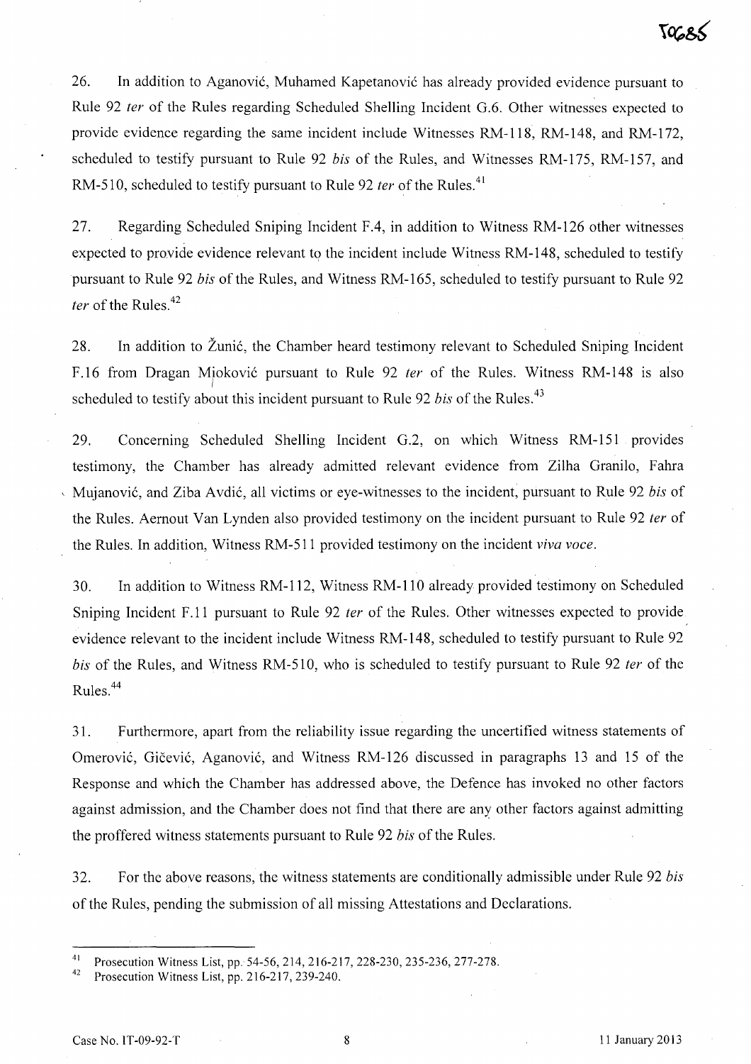26. In addition to Aganović, Muhamed Kapetanović has already provided evidence pursuant to Rule 92 *ter* of the Rules regarding Scheduled Shelling Incident G.6. Other witnesses expected to provide evidence regarding the same incident include Witnesses RM-118, RM-148, and RM-172, scheduled to testify pursuant to Rule 92 *bis* of the Rules, and Witnesses RM-175, RM-157, and RM-510, scheduled to testify pursuant to Rule 92 *ter* of the Rules.[41]

27. Regarding Scheduled Sniping Incident F.4, in addition to Witness RM-126 other witnesses expected to provide evidence relevant to the incident include Witness RM-148, scheduled to testify pursuant to Rule 92 *bis* of the Rules, and Witness RM-165, scheduled to testify pursuant to Rule 92 *ter* of the Rules.[42]

28. In addition to Žunić, the Chamber heard testimony relevant to Scheduled Sniping Incident F.16 from Dragan Mioković pursuant to Rule 92 *ter* of the Rules. Witness RM-148 is also scheduled to testify about this incident pursuant to Rule 92 *bis* of the Rules.[43]

29. Concerning Scheduled Shelling Incident G.2, on which Witness RM-151 provides testimony, the Chamber has already admitted relevant evidence from Zilha Granilo, Fahra Mujanović, and Ziba Avdić, all victims or eye-witnesses to the incident, pursuant to Rule 92 *bis* of the Rules. Aernout Van Lynden also provided testimony on the incident pursuant to Rule 92 *ter* of the Rules. In addition, Witness RM-511 provided testimony on the incident *viva voce*.

30. In addition to Witness RM-112, Witness RM-110 already provided testimony on Scheduled Sniping Incident F.11 pursuant to Rule 92 *ter* of the Rules. Other witnesses expected to provide evidence relevant to the incident include Witness RM-148, scheduled to testify pursuant to Rule 92 *bis* of the Rules, and Witness RM-510, who is scheduled to testify pursuant to Rule 92 *ter* of the Rules.[44]

31. Furthermore, apart from the reliability issue regarding the uncertified witness statements of Omerović, Gičević, Aganović, and Witness RM-126 discussed in paragraphs 13 and 15 of the Response and which the Chamber has addressed above, the Defence has invoked no other factors against admission, and the Chamber does not find that there are any other factors against admitting the proffered witness statements pursuant to Rule 92 *bis* of the Rules.

32. For the above reasons, the witness statements are conditionally admissible under Rule 92 *bis* of the Rules, pending the submission of all missing Attestations and Declarations.

---

[41] Prosecution Witness List, pp. 54-56, 214, 216-217, 228-230, 235-236, 277-278.

[42] Prosecution Witness List, pp. 216-217, 239-240.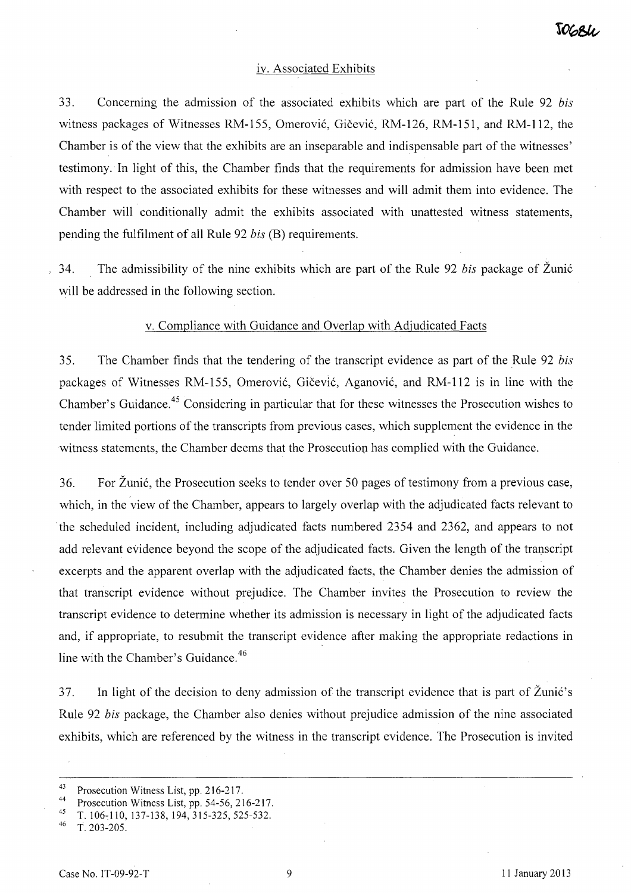### iv. Associated Exhibits

33. Concerning the admission of the associated exhibits which are part of the Rule 92 *bis* witness packages of Witnesses RM-155, Omerović, Gičević, RM-126, RM-151, and RM-112, the Chamber is of the view that the exhibits are an inseparable and indispensable part of the witnesses' testimony. In light of this, the Chamber finds that the requirements for admission have been met with respect to the associated exhibits for these witnesses and will admit them into evidence. The Chamber will conditionally admit the exhibits associated with unattested witness statements, pending the fulfilment of all Rule 92 *bis* (B) requirements.

34. The admissibility of the nine exhibits which are part of the Rule 92 *bis* package of Žunić will be addressed in the following section.

### v. Compliance with Guidance and Overlap with Adjudicated Facts

35. The Chamber finds that the tendering of the transcript evidence as part of the Rule 92 *bis* packages of Witnesses RM-155, Omerović, Gičević, Aganović, and RM-112 is in line with the Chamber's Guidance.[45] Considering in particular that for these witnesses the Prosecution wishes to tender limited portions of the transcripts from previous cases, which supplement the evidence in the witness statements, the Chamber deems that the Prosecution has complied with the Guidance.

36. For Žunić, the Prosecution seeks to tender over 50 pages of testimony from a previous case, which, in the view of the Chamber, appears to largely overlap with the adjudicated facts relevant to the scheduled incident, including adjudicated facts numbered 2354 and 2362, and appears to not add relevant evidence beyond the scope of the adjudicated facts. Given the length of the transcript excerpts and the apparent overlap with the adjudicated facts, the Chamber denies the admission of that transcript evidence without prejudice. The Chamber invites the Prosecution to review the transcript evidence to determine whether its admission is necessary in light of the adjudicated facts and, if appropriate, to resubmit the transcript evidence after making the appropriate redactions in line with the Chamber's Guidance.[46]

37. In light of the decision to deny admission of the transcript evidence that is part of Žunić's Rule 92 *bis* package, the Chamber also denies without prejudice admission of the nine associated exhibits, which are referenced by the witness in the transcript evidence. The Prosecution is invited

---

[43] Prosecution Witness List, pp. 216-217.

[44] Prosecution Witness List, pp. 54-56, 216-217.

[45] T. 106-110, 137-138, 194, 315-325, 525-532.

[46] T. 203-205.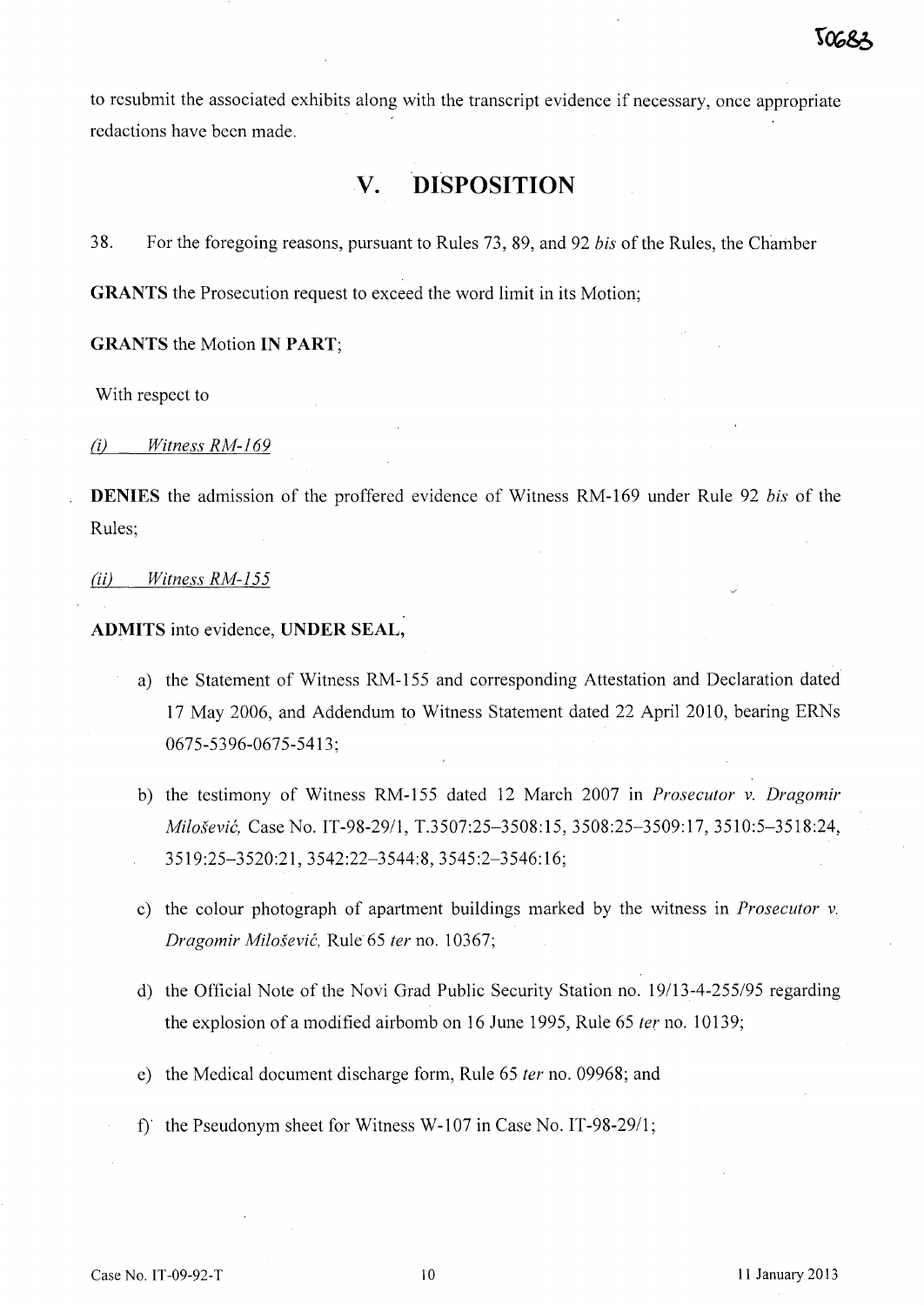to resubmit the associated exhibits along with the transcript evidence if necessary, once appropriate redactions have been made.

## V. DISPOSITION

38. For the foregoing reasons, pursuant to Rules 73, 89, and 92 *bis* of the Rules, the Chamber

**GRANTS** the Prosecution request to exceed the word limit in its Motion;

**GRANTS** the Motion **IN PART**;

With respect to

*(i) Witness RM-169*

**DENIES** the admission of the proffered evidence of Witness RM-169 under Rule 92 *bis* of the Rules;

*(ii) Witness RM-155*

**ADMITS** into evidence, **UNDER SEAL**,

a) the Statement of Witness RM-155 and corresponding Attestation and Declaration dated 17 May 2006, and Addendum to Witness Statement dated 22 April 2010, bearing ERNs 0675-5396-0675-5413;

b) the testimony of Witness RM-155 dated 12 March 2007 in *Prosecutor v. Dragomir Milošević*, Case No. IT-98-29/1, T.3507:25–3508:15, 3508:25–3509:17, 3510:5–3518:24, 3519:25–3520:21, 3542:22–3544:8, 3545:2–3546:16;

c) the colour photograph of apartment buildings marked by the witness in *Prosecutor v. Dragomir Milošević*, Rule 65 *ter* no. 10367;

d) the Official Note of the Novi Grad Public Security Station no. 19/13-4-255/95 regarding the explosion of a modified airbomb on 16 June 1995, Rule 65 *ter* no. 10139;

e) the Medical document discharge form, Rule 65 *ter* no. 09968; and

f) the Pseudonym sheet for Witness W-107 in Case No. IT-98-29/1;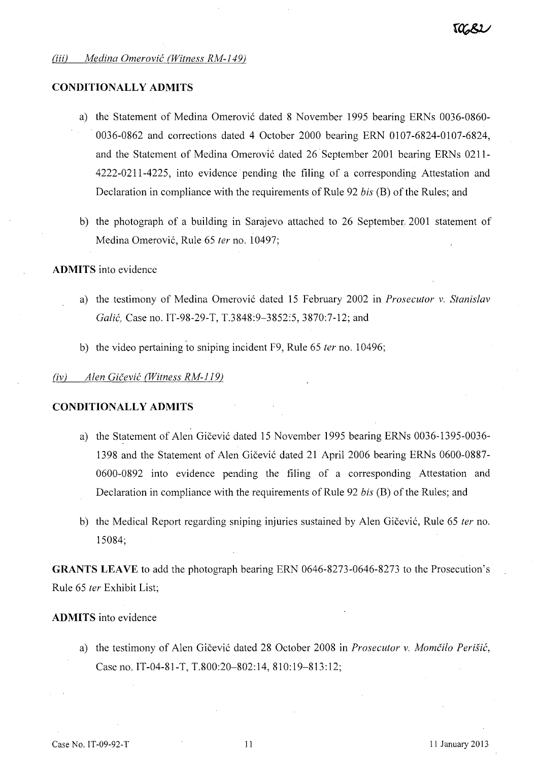*(iii) Medina Omerović (Witness RM-149)*

**CONDITIONALLY ADMITS**

a) the Statement of Medina Omerović dated 8 November 1995 bearing ERNs 0036-0860-0036-0862 and corrections dated 4 October 2000 bearing ERN 0107-6824-0107-6824, and the Statement of Medina Omerović dated 26 September 2001 bearing ERNs 0211-4222-0211-4225, into evidence pending the filing of a corresponding Attestation and Declaration in compliance with the requirements of Rule 92 *bis* (B) of the Rules; and

b) the photograph of a building in Sarajevo attached to 26 September 2001 statement of Medina Omerović, Rule 65 *ter* no. 10497;

**ADMITS** into evidence

a) the testimony of Medina Omerović dated 15 February 2002 in *Prosecutor v. Stanislav Galić*, Case no. IT-98-29-T, T.3848:9–3852:5, 3870:7-12; and

b) the video pertaining to sniping incident F9, Rule 65 *ter* no. 10496;

*(iv) Alen Gičević (Witness RM-119)*

**CONDITIONALLY ADMITS**

a) the Statement of Alen Gičević dated 15 November 1995 bearing ERNs 0036-1395-0036-1398 and the Statement of Alen Gičević dated 21 April 2006 bearing ERNs 0600-0887-0600-0892 into evidence pending the filing of a corresponding Attestation and Declaration in compliance with the requirements of Rule 92 *bis* (B) of the Rules; and

b) the Medical Report regarding sniping injuries sustained by Alen Gičević, Rule 65 *ter* no. 15084;

**GRANTS LEAVE** to add the photograph bearing ERN 0646-8273-0646-8273 to the Prosecution's Rule 65 *ter* Exhibit List;

**ADMITS** into evidence

a) the testimony of Alen Gičević dated 28 October 2008 in *Prosecutor v. Momčilo Perišić*, Case no. IT-04-81-T, T.800:20–802:14, 810:19–813:12;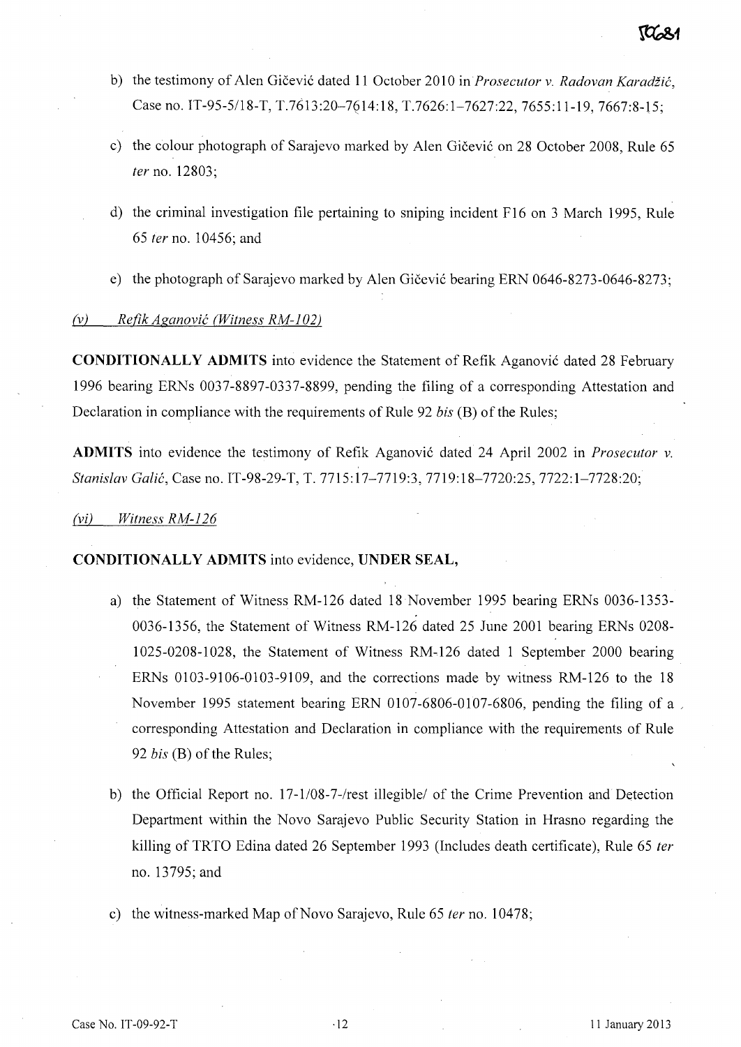b) the testimony of Alen Gičević dated 11 October 2010 in *Prosecutor v. Radovan Karadžić*, Case no. IT-95-5/18-T, T.7613:20–7614:18, T.7626:1–7627:22, 7655:11-19, 7667:8-15;

c) the colour photograph of Sarajevo marked by Alen Gičević on 28 October 2008, Rule 65 *ter* no. 12803;

d) the criminal investigation file pertaining to sniping incident F16 on 3 March 1995, Rule 65 *ter* no. 10456; and

e) the photograph of Sarajevo marked by Alen Gičević bearing ERN 0646-8273-0646-8273;

*(v) Refik Aganović (Witness RM-102)*

**CONDITIONALLY ADMITS** into evidence the Statement of Refik Aganović dated 28 February 1996 bearing ERNs 0037-8897-0337-8899, pending the filing of a corresponding Attestation and Declaration in compliance with the requirements of Rule 92 *bis* (B) of the Rules;

**ADMITS** into evidence the testimony of Refik Aganović dated 24 April 2002 in *Prosecutor v. Stanislav Galić*, Case no. IT-98-29-T, T. 7715:17–7719:3, 7719:18–7720:25, 7722:1–7728:20;

*(vi) Witness RM-126*

**CONDITIONALLY ADMITS** into evidence, **UNDER SEAL,**

a) the Statement of Witness RM-126 dated 18 November 1995 bearing ERNs 0036-1353-0036-1356, the Statement of Witness RM-126 dated 25 June 2001 bearing ERNs 0208-1025-0208-1028, the Statement of Witness RM-126 dated 1 September 2000 bearing ERNs 0103-9106-0103-9109, and the corrections made by witness RM-126 to the 18 November 1995 statement bearing ERN 0107-6806-0107-6806, pending the filing of a corresponding Attestation and Declaration in compliance with the requirements of Rule 92 *bis* (B) of the Rules;

b) the Official Report no. 17-1/08-7-/rest illegible/ of the Crime Prevention and Detection Department within the Novo Sarajevo Public Security Station in Hrasno regarding the killing of TRTO Edina dated 26 September 1993 (Includes death certificate), Rule 65 *ter* no. 13795; and

c) the witness-marked Map of Novo Sarajevo, Rule 65 *ter* no. 10478;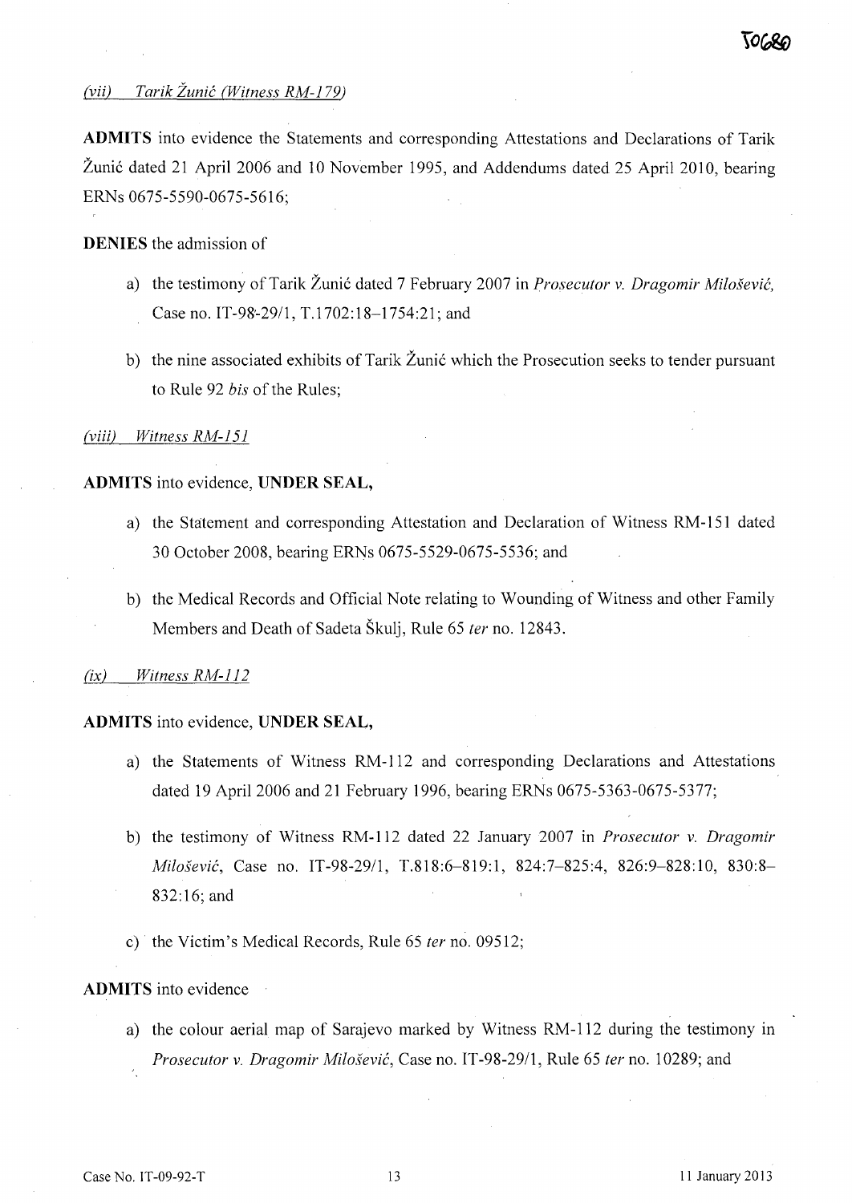*(vii) Tarik Žunić (Witness RM-179)*

**ADMITS** into evidence the Statements and corresponding Attestations and Declarations of Tarik Žunić dated 21 April 2006 and 10 November 1995, and Addendums dated 25 April 2010, bearing ERNs 0675-5590-0675-5616;

**DENIES** the admission of

a) the testimony of Tarik Žunić dated 7 February 2007 in *Prosecutor v. Dragomir Milošević*, Case no. IT-98-29/1, T.1702:18–1754:21; and

b) the nine associated exhibits of Tarik Žunić which the Prosecution seeks to tender pursuant to Rule 92 *bis* of the Rules;

*(viii) Witness RM-151*

**ADMITS** into evidence, **UNDER SEAL,**

a) the Statement and corresponding Attestation and Declaration of Witness RM-151 dated 30 October 2008, bearing ERNs 0675-5529-0675-5536; and

b) the Medical Records and Official Note relating to Wounding of Witness and other Family Members and Death of Sadeta Škulj, Rule 65 *ter* no. 12843.

*(ix) Witness RM-112*

**ADMITS** into evidence, **UNDER SEAL,**

a) the Statements of Witness RM-112 and corresponding Declarations and Attestations dated 19 April 2006 and 21 February 1996, bearing ERNs 0675-5363-0675-5377;

b) the testimony of Witness RM-112 dated 22 January 2007 in *Prosecutor v. Dragomir Milošević*, Case no. IT-98-29/1, T.818:6–819:1, 824:7–825:4, 826:9–828:10, 830:8–832:16; and

c) the Victim's Medical Records, Rule 65 *ter* no. 09512;

**ADMITS** into evidence

a) the colour aerial map of Sarajevo marked by Witness RM-112 during the testimony in *Prosecutor v. Dragomir Milošević*, Case no. IT-98-29/1, Rule 65 *ter* no. 10289; and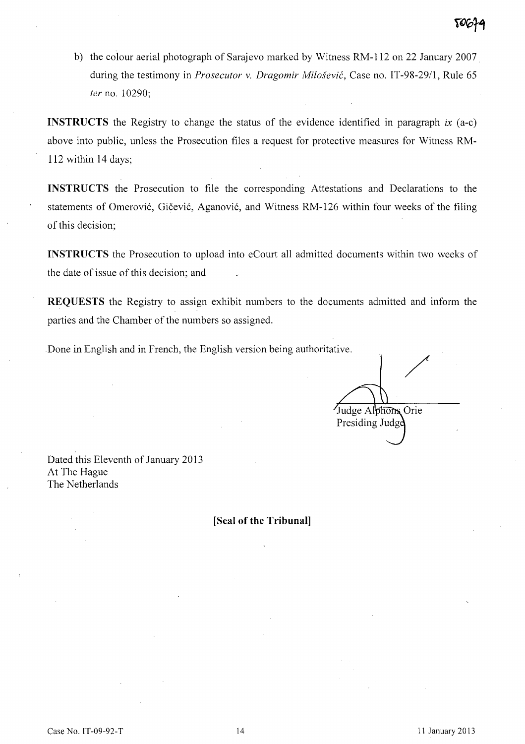b) the colour aerial photograph of Sarajevo marked by Witness RM-112 on 22 January 2007 during the testimony in *Prosecutor v. Dragomir Milošević*, Case no. IT-98-29/1, Rule 65 *ter* no. 10290;

**INSTRUCTS** the Registry to change the status of the evidence identified in paragraph *ix* (a-c) above into public, unless the Prosecution files a request for protective measures for Witness RM-112 within 14 days;

**INSTRUCTS** the Prosecution to file the corresponding Attestations and Declarations to the statements of Omerović, Gičević, Aganović, and Witness RM-126 within four weeks of the filing of this decision;

**INSTRUCTS** the Prosecution to upload into eCourt all admitted documents within two weeks of the date of issue of this decision; and

**REQUESTS** the Registry to assign exhibit numbers to the documents admitted and inform the parties and the Chamber of the numbers so assigned.

Done in English and in French, the English version being authoritative.

Judge Alphons Orie
Presiding Judge

Dated this Eleventh of January 2013
At The Hague
The Netherlands

**[Seal of the Tribunal]**